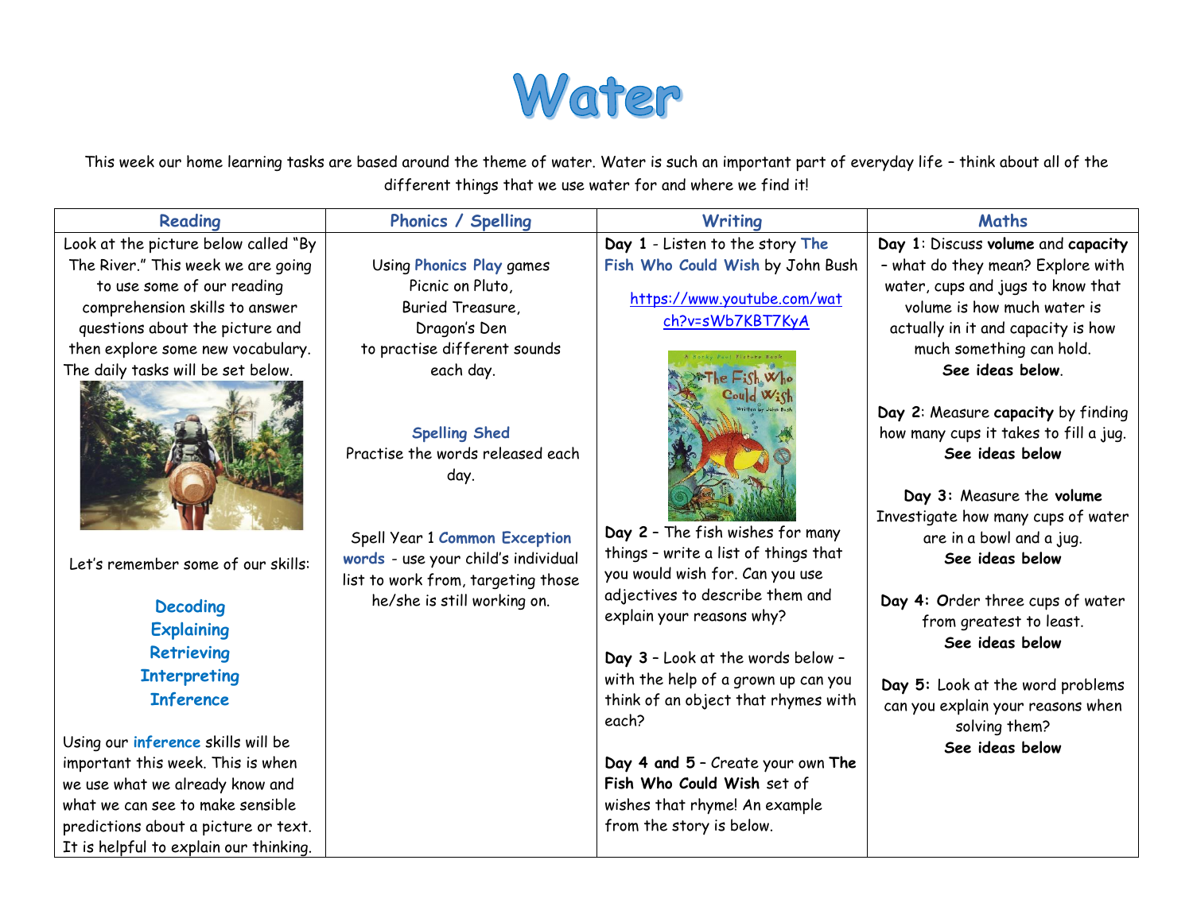# Water

This week our home learning tasks are based around the theme of water. Water is such an important part of everyday life – think about all of the different things that we use water for and where we find it!

| Reading | Phonics / Spelling | Writing | Maths |
|---|---|---|---|
| Look at the picture below called "By The River." This week we are going to use some of our reading comprehension skills to answer questions about the picture and then explore some new vocabulary. The daily tasks will be set below.<br><br>Let's remember some of our skills:<br><br>**Decoding**<br>**Explaining**<br>**Retrieving**<br>**Interpreting**<br>**Inference**<br><br>Using our **inference** skills will be important this week. This is when we use what we already know and what we can see to make sensible predictions about a picture or text. It is helpful to explain our thinking. | Using **Phonics Play** games<br>Picnic on Pluto,<br>Buried Treasure,<br>Dragon's Den<br>to practise different sounds each day.<br><br>**Spelling Shed**<br>Practise the words released each day.<br><br>Spell Year 1 **Common Exception words** - use your child's individual list to work from, targeting those he/she is still working on. | **Day 1** - Listen to the story **The Fish Who Could Wish** by John Bush<br><br>https://www.youtube.com/watch?v=sWb7KBT7KyA<br><br>**Day 2** – The fish wishes for many things – write a list of things that you would wish for. Can you use adjectives to describe them and explain your reasons why?<br><br>**Day 3** – Look at the words below – with the help of a grown up can you think of an object that rhymes with each?<br><br>**Day 4 and 5** – Create your own **The Fish Who Could Wish** set of wishes that rhyme! An example from the story is below. | **Day 1**: Discuss **volume** and **capacity** – what do they mean? Explore with water, cups and jugs to know that volume is how much water is actually in it and capacity is how much something can hold.<br>**See ideas below.**<br><br>**Day 2**: Measure **capacity** by finding how many cups it takes to fill a jug.<br>**See ideas below**<br><br>**Day 3:** Measure the **volume** Investigate how many cups of water are in a bowl and a jug.<br>**See ideas below**<br><br>**Day 4:** Order three cups of water from greatest to least.<br>**See ideas below**<br><br>**Day 5:** Look at the word problems can you explain your reasons when solving them?<br>**See ideas below** |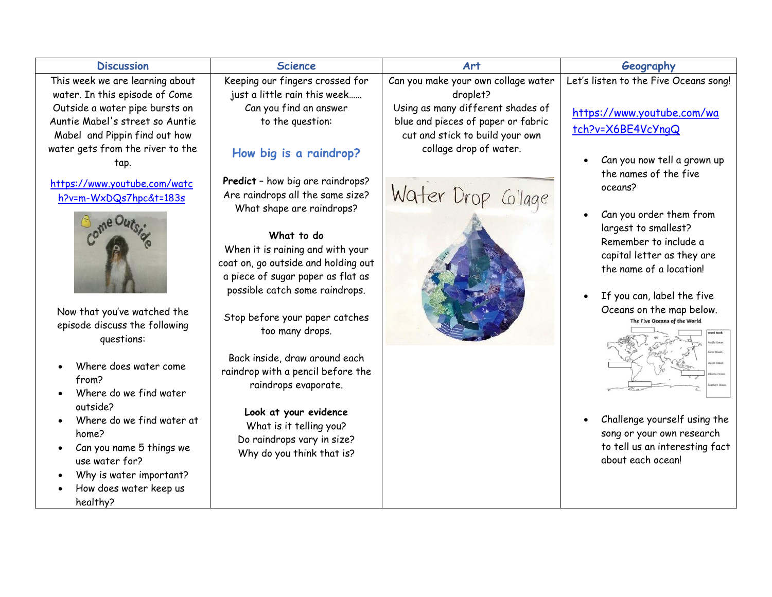| Discussion | Science | Art | Geography |
|---|---|---|---|
| This week we are learning about water. In this episode of Come Outside a water pipe bursts on Auntie Mabel's street so Auntie Mabel and Pippin find out how water gets from the river to the tap.<br><br>https://www.youtube.com/watch?v=m-WxDQs7hpc&t=183s<br><br>Now that you've watched the episode discuss the following questions:<br><br>• Where does water come from?<br>• Where do we find water outside?<br>• Where do we find water at home?<br>• Can you name 5 things we use water for?<br>• Why is water important?<br>• How does water keep us healthy? | Keeping our fingers crossed for just a little rain this week……<br>Can you find an answer to the question:<br><br>**How big is a raindrop?**<br><br>**Predict** – how big are raindrops? Are raindrops all the same size? What shape are raindrops?<br><br>**What to do**<br>When it is raining and with your coat on, go outside and holding out a piece of sugar paper as flat as possible catch some raindrops.<br><br>Stop before your paper catches too many drops.<br><br>Back inside, draw around each raindrop with a pencil before the raindrops evaporate.<br><br>**Look at your evidence**<br>What is it telling you?<br>Do raindrops vary in size?<br>Why do you think that is? | Can you make your own collage water droplet?<br>Using as many different shades of blue and pieces of paper or fabric cut and stick to build your own collage drop of water.<br><br>Water Drop Collage | Let's listen to the Five Oceans song!<br><br>https://www.youtube.com/watch?v=X6BE4VcYngQ<br><br>• Can you now tell a grown up the names of the five oceans?<br><br>• Can you order them from largest to smallest? Remember to include a capital letter as they are the name of a location!<br><br>• If you can, label the five Oceans on the map below.<br><br>The Five Oceans of the World<br><br>• Challenge yourself using the song or your own research to tell us an interesting fact about each ocean! |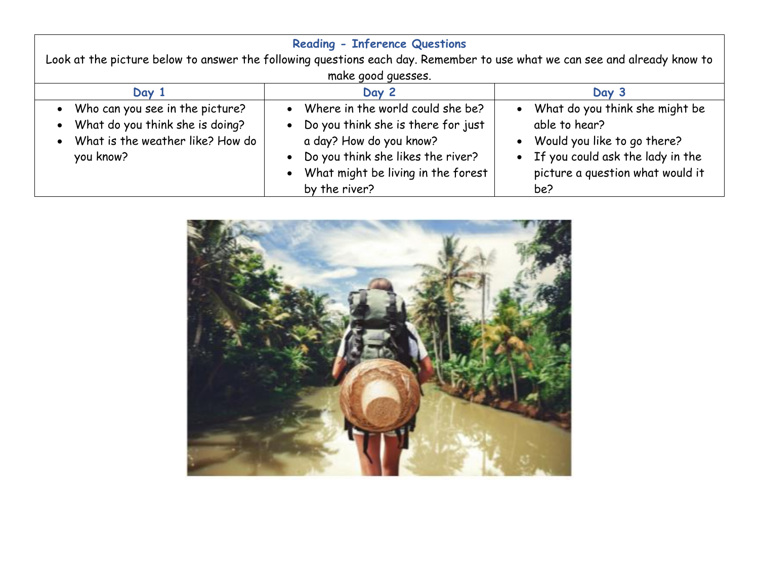| Reading - Inference Questions<br>Look at the picture below to answer the following questions each day. Remember to use what we can see and already know to make good guesses. | | |
| --- | --- | --- |
| **Day 1** | **Day 2** | **Day 3** |
| • Who can you see in the picture?<br>• What do you think she is doing?<br>• What is the weather like? How do you know? | • Where in the world could she be?<br>• Do you think she is there for just a day? How do you know?<br>• Do you think she likes the river?<br>• What might be living in the forest by the river? | • What do you think she might be able to hear?<br>• Would you like to go there?<br>• If you could ask the lady in the picture a question what would it be? |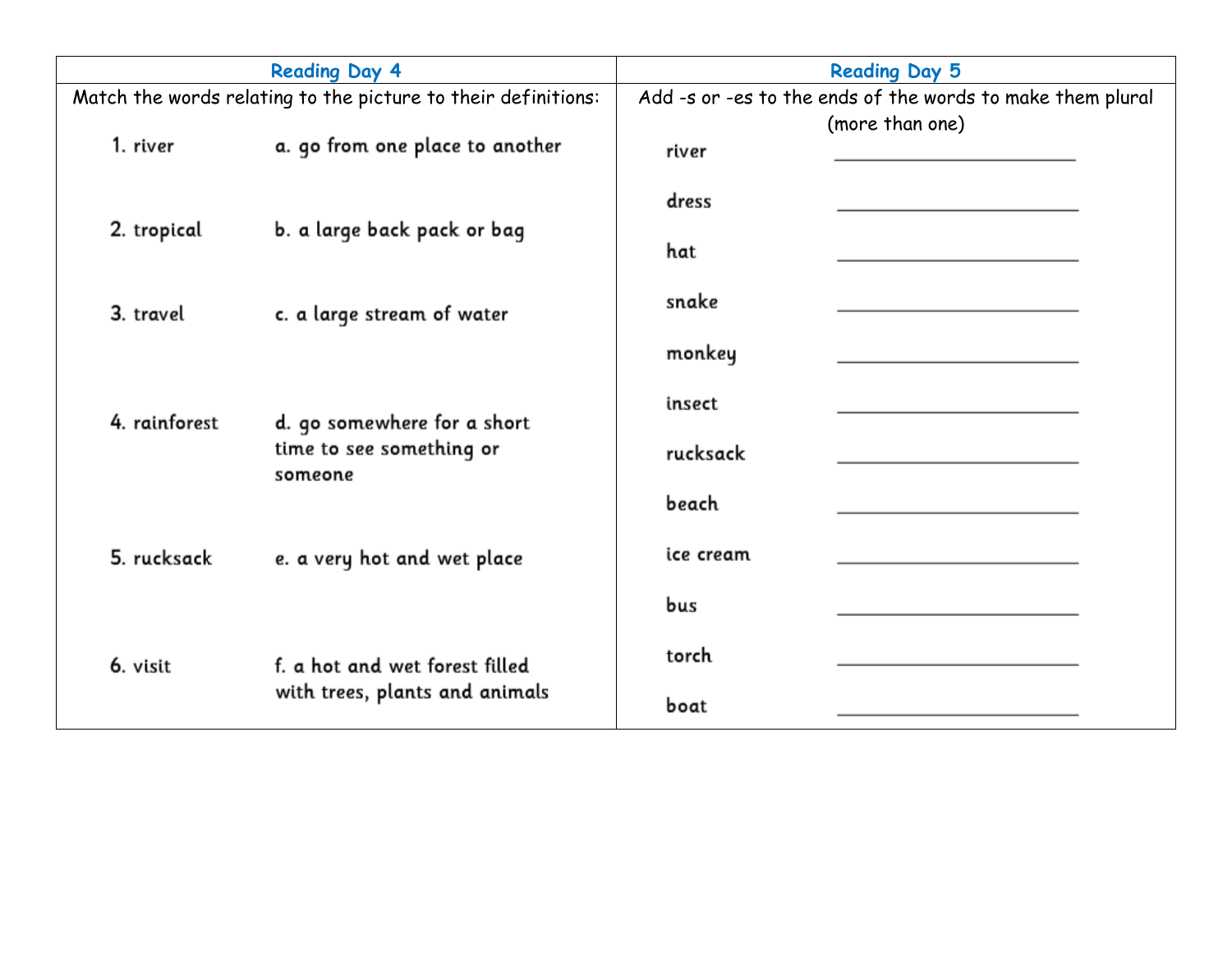## Reading Day 4

Match the words relating to the picture to their definitions:

| Word | Definition |
| --- | --- |
| 1. river | a. go from one place to another |
| 2. tropical | b. a large back pack or bag |
| 3. travel | c. a large stream of water |
| 4. rainforest | d. go somewhere for a short time to see something or someone |
| 5. rucksack | e. a very hot and wet place |
| 6. visit | f. a hot and wet forest filled with trees, plants and animals |

## Reading Day 5

Add -s or -es to the ends of the words to make them plural (more than one)

| Word | Plural |
| --- | --- |
| river | ______________________ |
| dress | ______________________ |
| hat | ______________________ |
| snake | ______________________ |
| monkey | ______________________ |
| insect | ______________________ |
| rucksack | ______________________ |
| beach | ______________________ |
| ice cream | ______________________ |
| bus | ______________________ |
| torch | ______________________ |
| boat | ______________________ |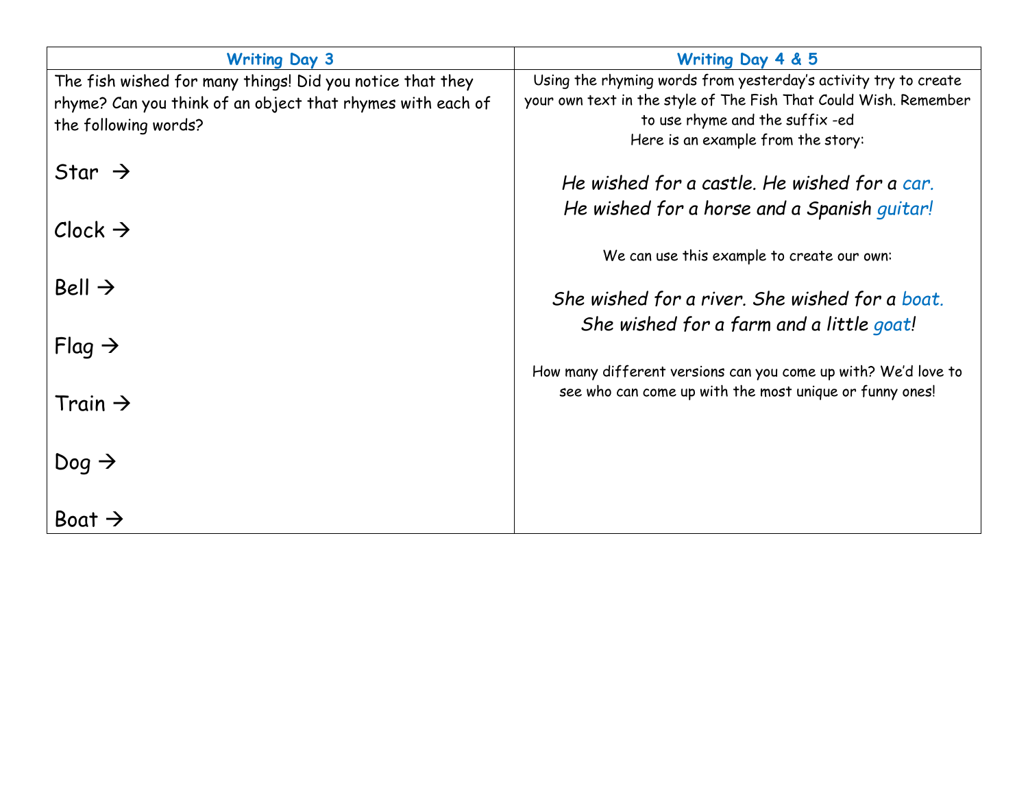| Writing Day 3 | Writing Day 4 & 5 |
|---|---|
| The fish wished for many things! Did you notice that they rhyme? Can you think of an object that rhymes with each of the following words?<br><br>Star →<br><br>Clock →<br><br>Bell →<br><br>Flag →<br><br>Train →<br><br>Dog →<br><br>Boat → | Using the rhyming words from yesterday's activity try to create your own text in the style of The Fish That Could Wish. Remember to use rhyme and the suffix -ed<br>Here is an example from the story:<br><br>*He wished for a castle. He wished for a car.*<br>*He wished for a horse and a Spanish guitar!*<br><br>We can use this example to create our own:<br><br>*She wished for a river. She wished for a boat.*<br>*She wished for a farm and a little goat!*<br><br>How many different versions can you come up with? We'd love to see who can come up with the most unique or funny ones! |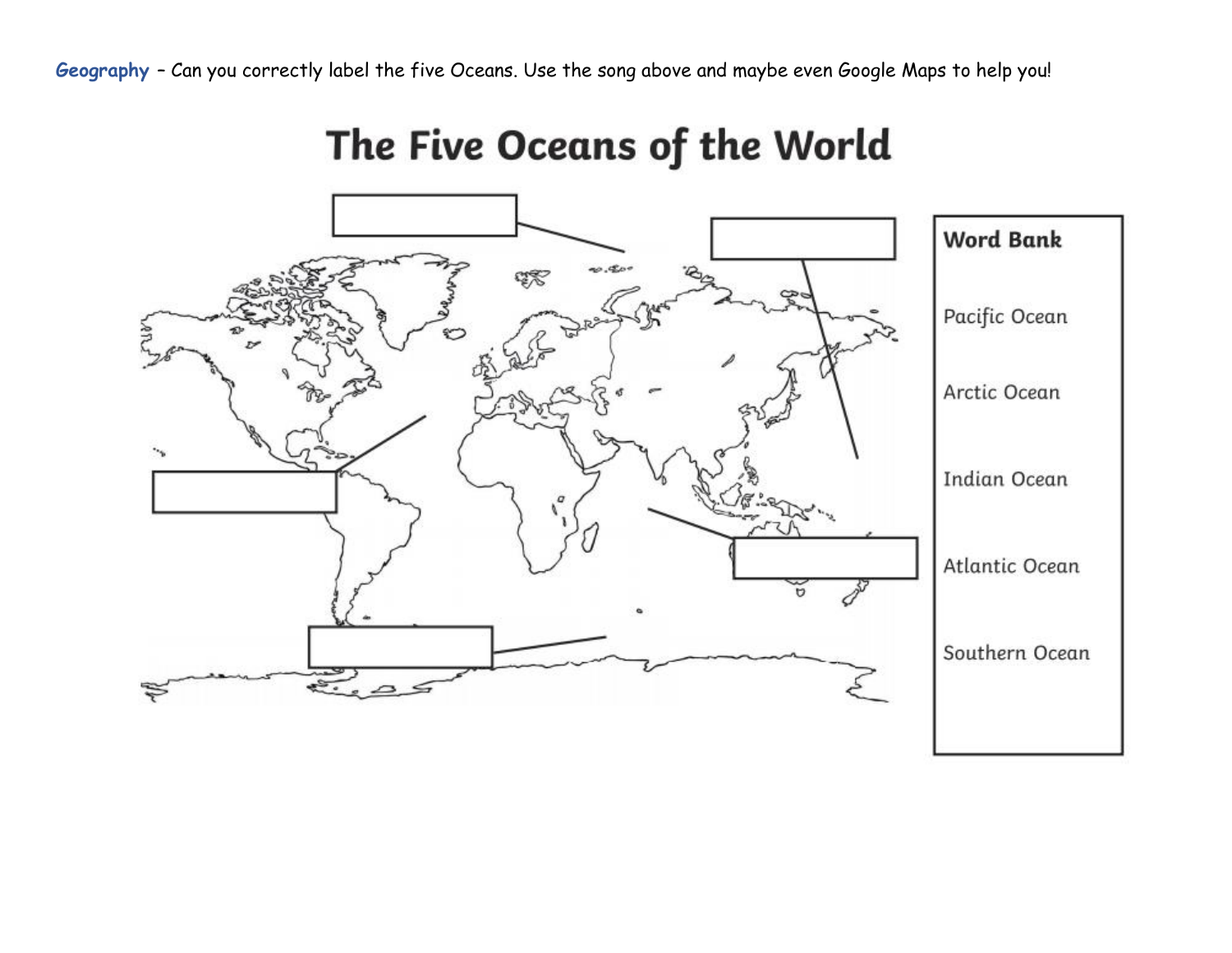**Geography** – Can you correctly label the five Oceans. Use the song above and maybe even Google Maps to help you!

# The Five Oceans of the World

**Word Bank**

Pacific Ocean

Arctic Ocean

Indian Ocean

Atlantic Ocean

Southern Ocean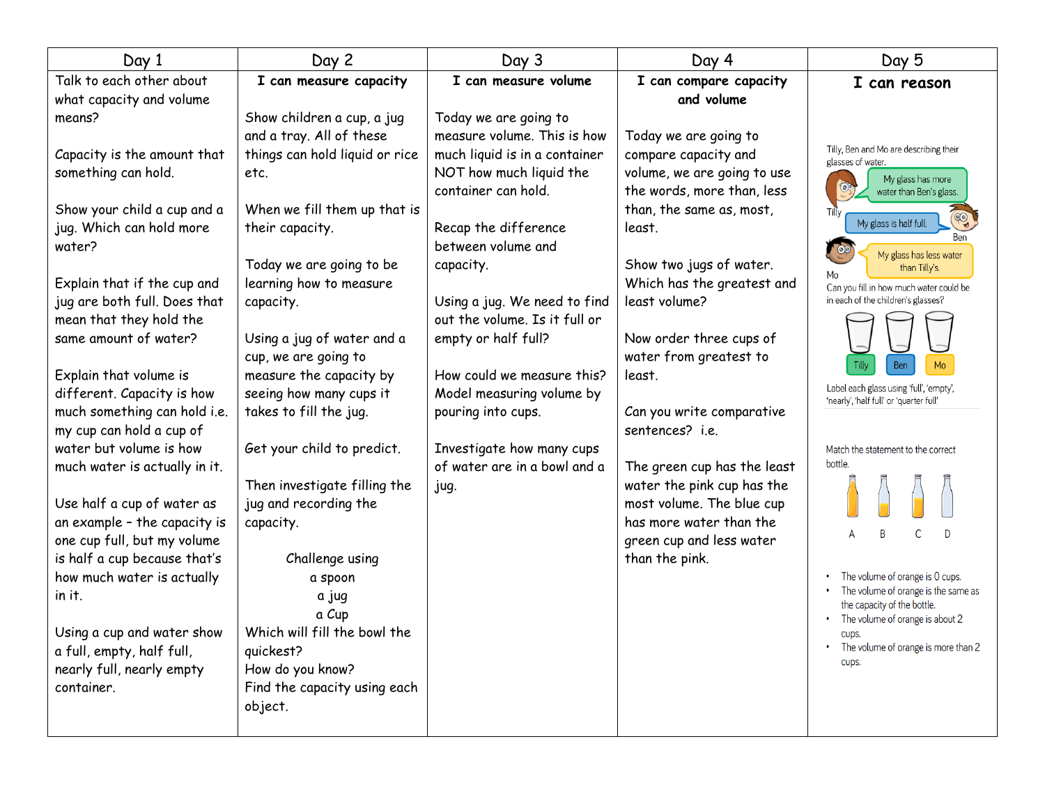| Day 1 | Day 2 | Day 3 | Day 4 | Day 5 |
|---|---|---|---|---|
| Talk to each other about what capacity and volume means?<br><br>Capacity is the amount that something can hold.<br><br>Show your child a cup and a jug. Which can hold more water?<br><br>Explain that if the cup and jug are both full. Does that mean that they hold the same amount of water?<br><br>Explain that volume is different. Capacity is how much something can hold i.e. my cup can hold a cup of water but volume is how much water is actually in it.<br><br>Use half a cup of water as an example – the capacity is one cup full, but my volume is half a cup because that's how much water is actually in it.<br><br>Using a cup and water show a full, empty, half full, nearly full, nearly empty container. | **I can measure capacity**<br><br>Show children a cup, a jug and a tray. All of these things can hold liquid or rice etc.<br><br>When we fill them up that is their capacity.<br><br>Today we are going to be learning how to measure capacity.<br><br>Using a jug of water and a cup, we are going to measure the capacity by seeing how many cups it takes to fill the jug.<br><br>Get your child to predict.<br><br>Then investigate filling the jug and recording the capacity.<br><br>Challenge using<br>a spoon<br>a jug<br>a Cup<br>Which will fill the bowl the quickest?<br>How do you know?<br>Find the capacity using each object. | **I can measure volume**<br><br>Today we are going to measure volume. This is how much liquid is in a container NOT how much liquid the container can hold.<br><br>Recap the difference between volume and capacity.<br><br>Using a jug. We need to find out the volume. Is it full or empty or half full?<br><br>How could we measure this? Model measuring volume by pouring into cups.<br><br>Investigate how many cups of water are in a bowl and a jug. | **I can compare capacity and volume**<br><br>Today we are going to compare capacity and volume, we are going to use the words, more than, less than, the same as, most, least.<br><br>Show two jugs of water. Which has the greatest and least volume?<br><br>Now order three cups of water from greatest to least.<br><br>Can you write comparative sentences? i.e.<br><br>The green cup has the least water the pink cup has the most volume. The blue cup has more water than the green cup and less water than the pink. | **I can reason**<br><br>Tilly, Ben and Mo are describing their glasses of water.<br>Tilly: My glass has more water than Ben's glass.<br>Ben: My glass is half full.<br>Mo: My glass has less water than Tilly's.<br>Can you fill in how much water could be in each of the children's glasses?<br>Tilly Ben Mo<br>Label each glass using 'full', 'empty', 'nearly', 'half full' or 'quarter full'<br><br>Match the statement to the correct bottle.<br>A B C D<br>• The volume of orange is 0 cups.<br>• The volume of orange is the same as the capacity of the bottle.<br>• The volume of orange is about 2 cups.<br>• The volume of orange is more than 2 cups. |